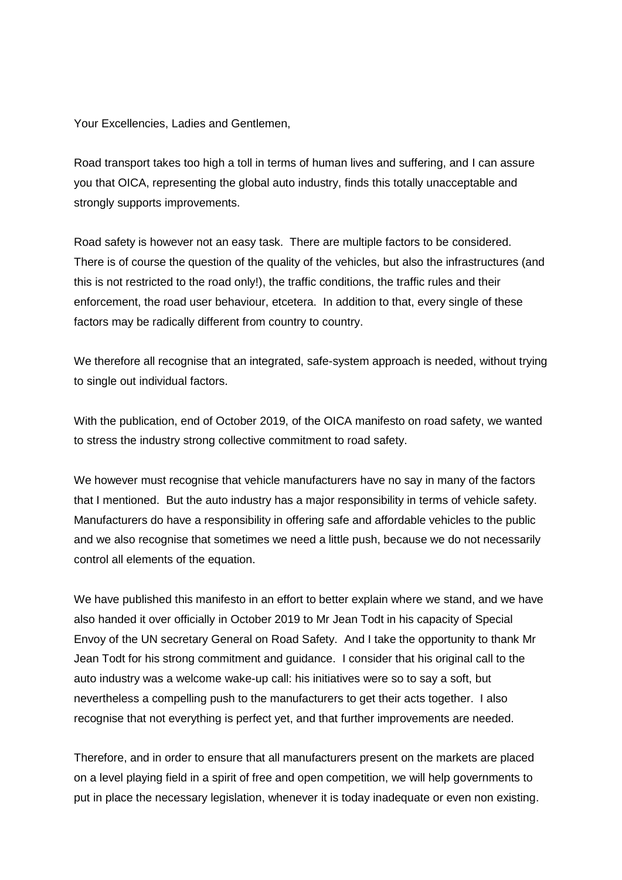Your Excellencies, Ladies and Gentlemen,

Road transport takes too high a toll in terms of human lives and suffering, and I can assure you that OICA, representing the global auto industry, finds this totally unacceptable and strongly supports improvements.

Road safety is however not an easy task. There are multiple factors to be considered. There is of course the question of the quality of the vehicles, but also the infrastructures (and this is not restricted to the road only!), the traffic conditions, the traffic rules and their enforcement, the road user behaviour, etcetera. In addition to that, every single of these factors may be radically different from country to country.

We therefore all recognise that an integrated, safe-system approach is needed, without trying to single out individual factors.

With the publication, end of October 2019, of the OICA manifesto on road safety, we wanted to stress the industry strong collective commitment to road safety.

We however must recognise that vehicle manufacturers have no say in many of the factors that I mentioned. But the auto industry has a major responsibility in terms of vehicle safety. Manufacturers do have a responsibility in offering safe and affordable vehicles to the public and we also recognise that sometimes we need a little push, because we do not necessarily control all elements of the equation.

We have published this manifesto in an effort to better explain where we stand, and we have also handed it over officially in October 2019 to Mr Jean Todt in his capacity of Special Envoy of the UN secretary General on Road Safety. And I take the opportunity to thank Mr Jean Todt for his strong commitment and guidance. I consider that his original call to the auto industry was a welcome wake-up call: his initiatives were so to say a soft, but nevertheless a compelling push to the manufacturers to get their acts together. I also recognise that not everything is perfect yet, and that further improvements are needed.

Therefore, and in order to ensure that all manufacturers present on the markets are placed on a level playing field in a spirit of free and open competition, we will help governments to put in place the necessary legislation, whenever it is today inadequate or even non existing.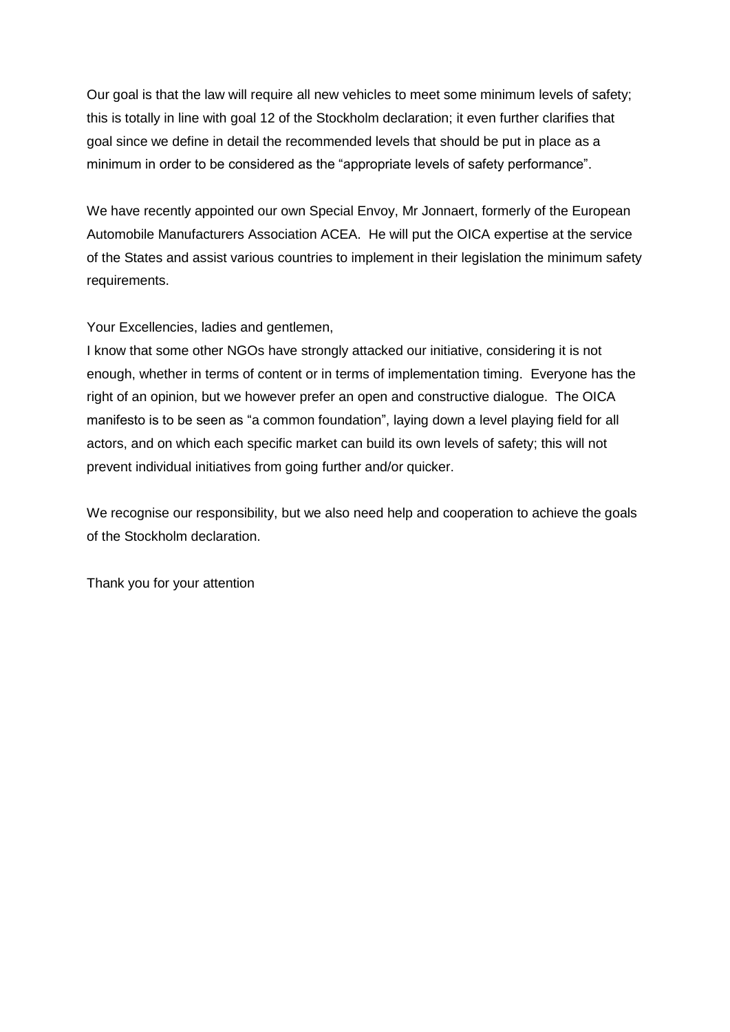Our goal is that the law will require all new vehicles to meet some minimum levels of safety; this is totally in line with goal 12 of the Stockholm declaration; it even further clarifies that goal since we define in detail the recommended levels that should be put in place as a minimum in order to be considered as the "appropriate levels of safety performance".

We have recently appointed our own Special Envoy, Mr Jonnaert, formerly of the European Automobile Manufacturers Association ACEA. He will put the OICA expertise at the service of the States and assist various countries to implement in their legislation the minimum safety requirements.

Your Excellencies, ladies and gentlemen,
I know that some other NGOs have strongly attacked our initiative, considering it is not enough, whether in terms of content or in terms of implementation timing. Everyone has the right of an opinion, but we however prefer an open and constructive dialogue. The OICA manifesto is to be seen as "a common foundation", laying down a level playing field for all actors, and on which each specific market can build its own levels of safety; this will not prevent individual initiatives from going further and/or quicker.

We recognise our responsibility, but we also need help and cooperation to achieve the goals of the Stockholm declaration.

Thank you for your attention